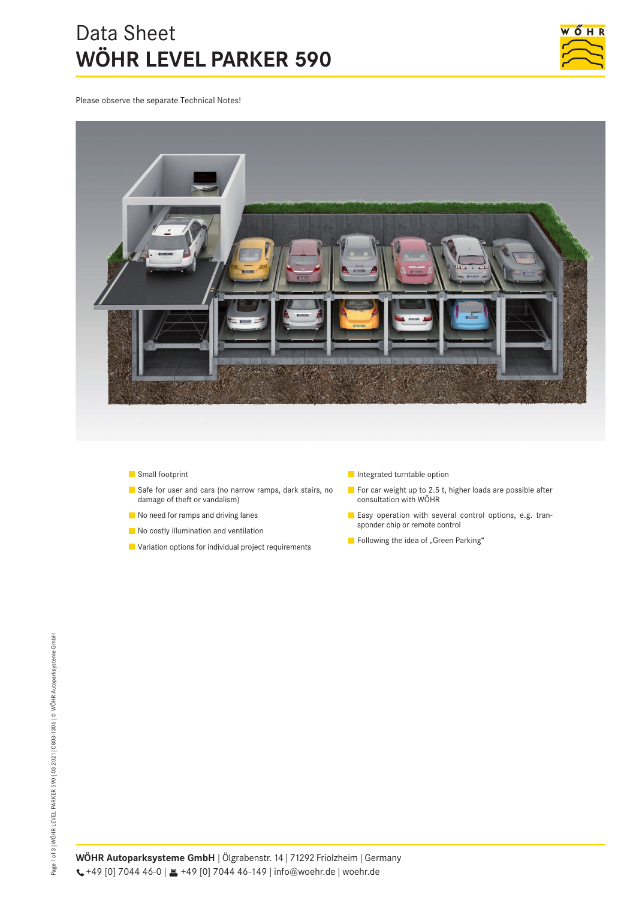# Data Sheet
# WÖHR LEVEL PARKER 590

Please observe the separate Technical Notes!

- Small footprint
- Safe for user and cars (no narrow ramps, dark stairs, no damage of theft or vandalism)
- No need for ramps and driving lanes
- No costly illumination and ventilation
- Variation options for individual project requirements
- Integrated turntable option
- For car weight up to 2.5 t, higher loads are possible after consultation with WÖHR
- Easy operation with several control options, e.g. transponder chip or remote control
- Following the idea of „Green Parking“

**WÖHR Autoparksysteme GmbH** | Ölgrabenstr. 14 | 71292 Friolzheim | Germany
+49 [0] 7044 46-0 | +49 [0] 7044 46-149 | info@woehr.de | woehr.de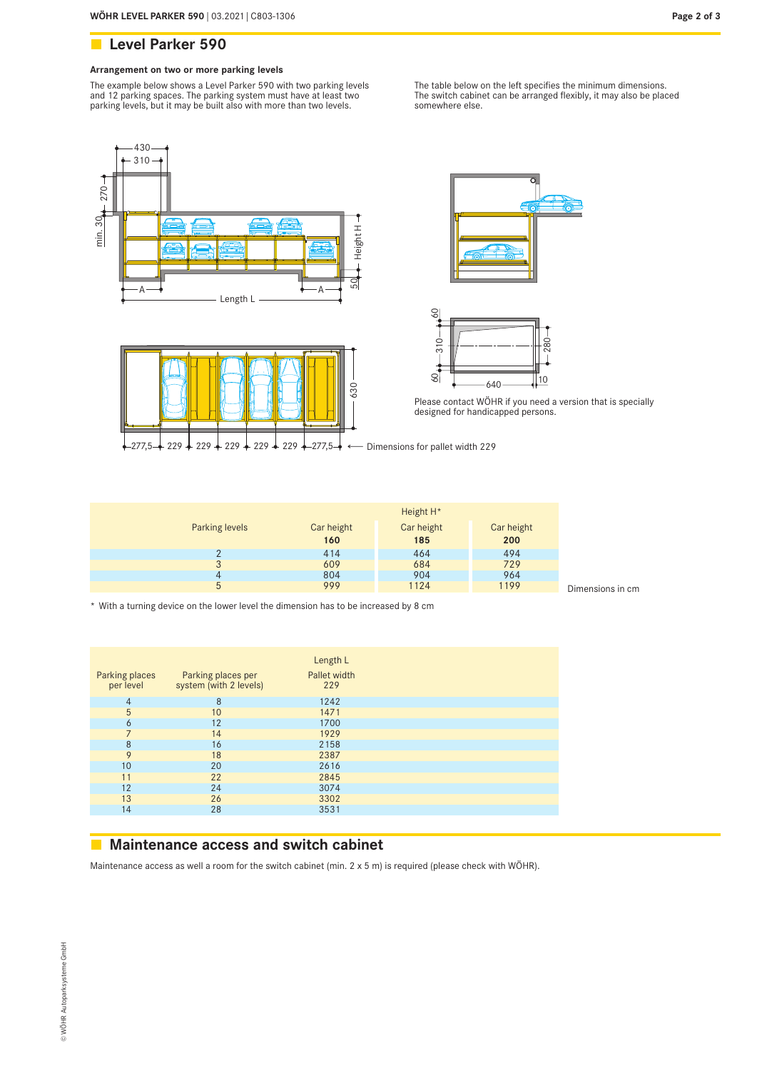## Level Parker 590

### Arrangement on two or more parking levels

The example below shows a Level Parker 590 with two parking levels and 12 parking spaces. The parking system must have at least two parking levels, but it may be built also with more than two levels.

The table below on the left specifies the minimum dimensions. The switch cabinet can be arranged flexibly, it may also be placed somewhere else.

Please contact WÖHR if you need a version that is specially designed for handicapped persons.

← Dimensions for pallet width 229

| Parking levels | Height H* | | |
|---|---|---|---|
| | Car height **160** | Car height **185** | Car height **200** |
| 2 | 414 | 464 | 494 |
| 3 | 609 | 684 | 729 |
| 4 | 804 | 904 | 964 |
| 5 | 999 | 1124 | 1199 |

Dimensions in cm

\* With a turning device on the lower level the dimension has to be increased by 8 cm

| Parking places per level | Parking places per system (with 2 levels) | Length L Pallet width 229 |
|---|---|---|
| 4 | 8 | 1242 |
| 5 | 10 | 1471 |
| 6 | 12 | 1700 |
| 7 | 14 | 1929 |
| 8 | 16 | 2158 |
| 9 | 18 | 2387 |
| 10 | 20 | 2616 |
| 11 | 22 | 2845 |
| 12 | 24 | 3074 |
| 13 | 26 | 3302 |
| 14 | 28 | 3531 |

## Maintenance access and switch cabinet

Maintenance access as well a room for the switch cabinet (min. 2 x 5 m) is required (please check with WÖHR).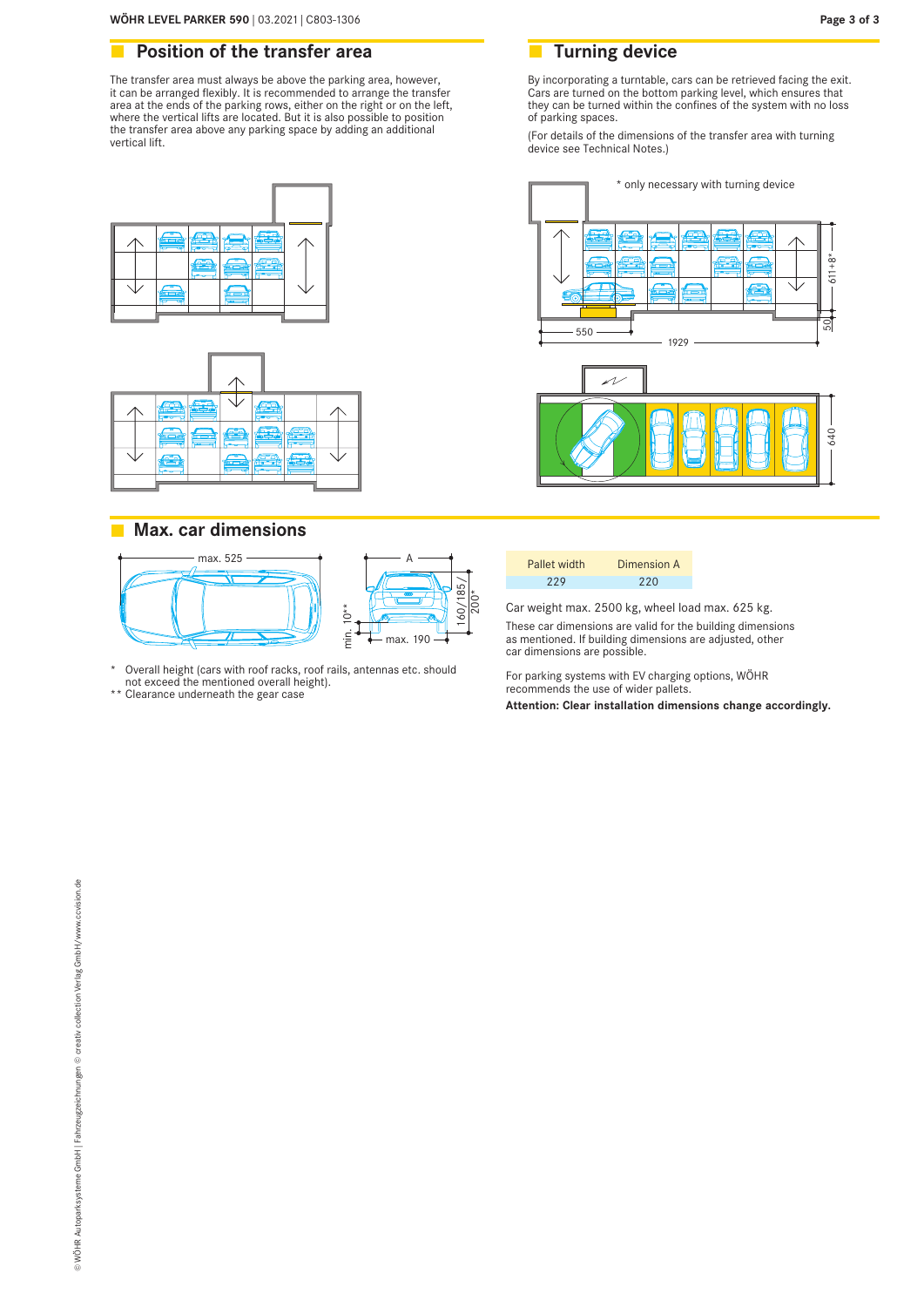## Position of the transfer area

The transfer area must always be above the parking area, however, it can be arranged flexibly. It is recommended to arrange the transfer area at the ends of the parking rows, either on the right or on the left, where the vertical lifts are located. But it is also possible to position the transfer area above any parking space by adding an additional vertical lift.

## Turning device

By incorporating a turntable, cars can be retrieved facing the exit. Cars are turned on the bottom parking level, which ensures that they can be turned within the confines of the system with no loss of parking spaces.

(For details of the dimensions of the transfer area with turning device see Technical Notes.)

* only necessary with turning device

611+8*

50

550

1929

640

## Max. car dimensions

max. 525

A

160/185/200*

min. 10**

max. 190

\* Overall height (cars with roof racks, roof rails, antennas etc. should not exceed the mentioned overall height).

\*\* Clearance underneath the gear case

| Pallet width | Dimension A |
|---|---|
| 229 | 220 |

Car weight max. 2500 kg, wheel load max. 625 kg.

These car dimensions are valid for the building dimensions as mentioned. If building dimensions are adjusted, other car dimensions are possible.

For parking systems with EV charging options, WÖHR recommends the use of wider pallets.

**Attention: Clear installation dimensions change accordingly.**

© WÖHR Autoparksysteme GmbH | Fahrzeugzeichnungen © creativ collection Verlag GmbH/www.ccvision.de